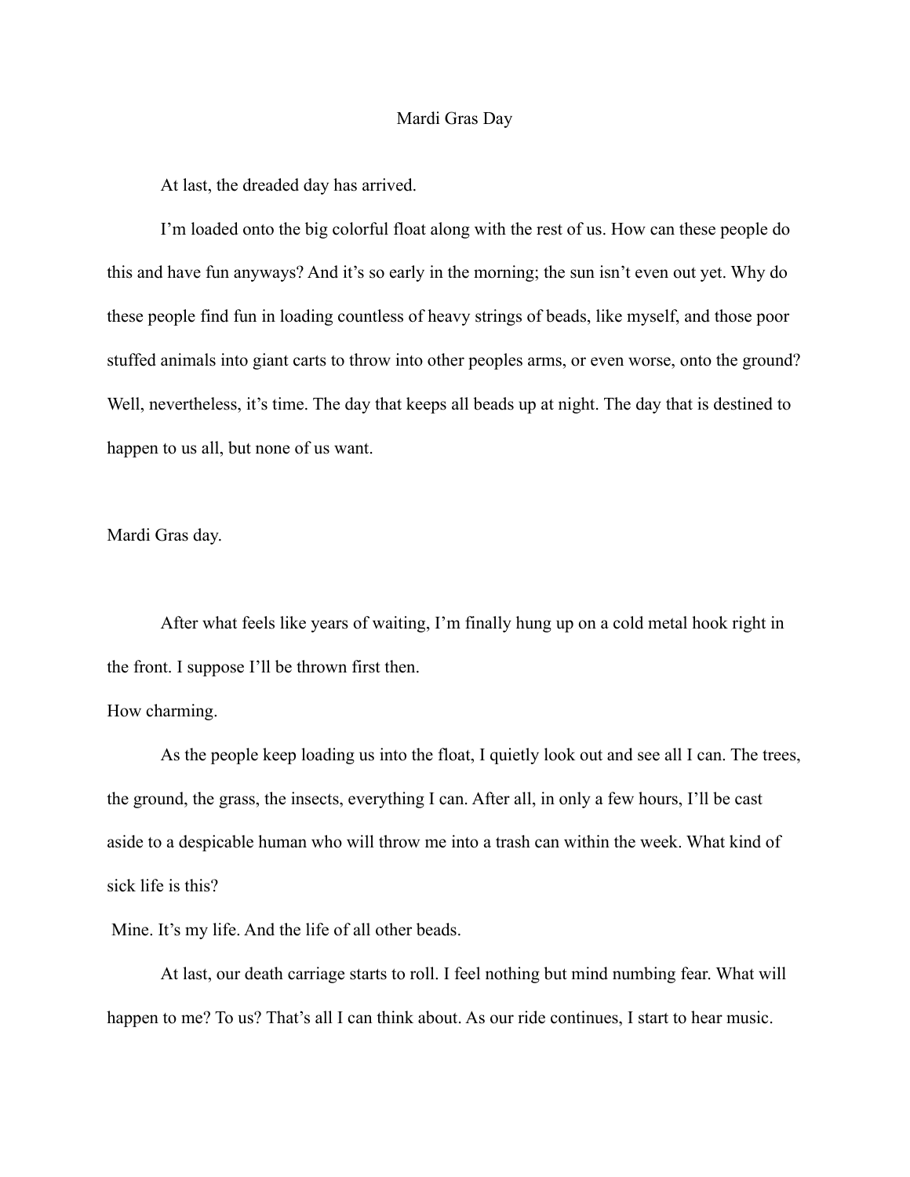# Mardi Gras Day

At last, the dreaded day has arrived.

I'm loaded onto the big colorful float along with the rest of us. How can these people do this and have fun anyways? And it's so early in the morning; the sun isn't even out yet. Why do these people find fun in loading countless of heavy strings of beads, like myself, and those poor stuffed animals into giant carts to throw into other peoples arms, or even worse, onto the ground? Well, nevertheless, it's time. The day that keeps all beads up at night. The day that is destined to happen to us all, but none of us want.

Mardi Gras day.

After what feels like years of waiting, I'm finally hung up on a cold metal hook right in the front. I suppose I'll be thrown first then.

How charming.

As the people keep loading us into the float, I quietly look out and see all I can. The trees, the ground, the grass, the insects, everything I can. After all, in only a few hours, I'll be cast aside to a despicable human who will throw me into a trash can within the week. What kind of sick life is this?

Mine. It's my life. And the life of all other beads.

At last, our death carriage starts to roll. I feel nothing but mind numbing fear. What will happen to me? To us? That's all I can think about. As our ride continues, I start to hear music.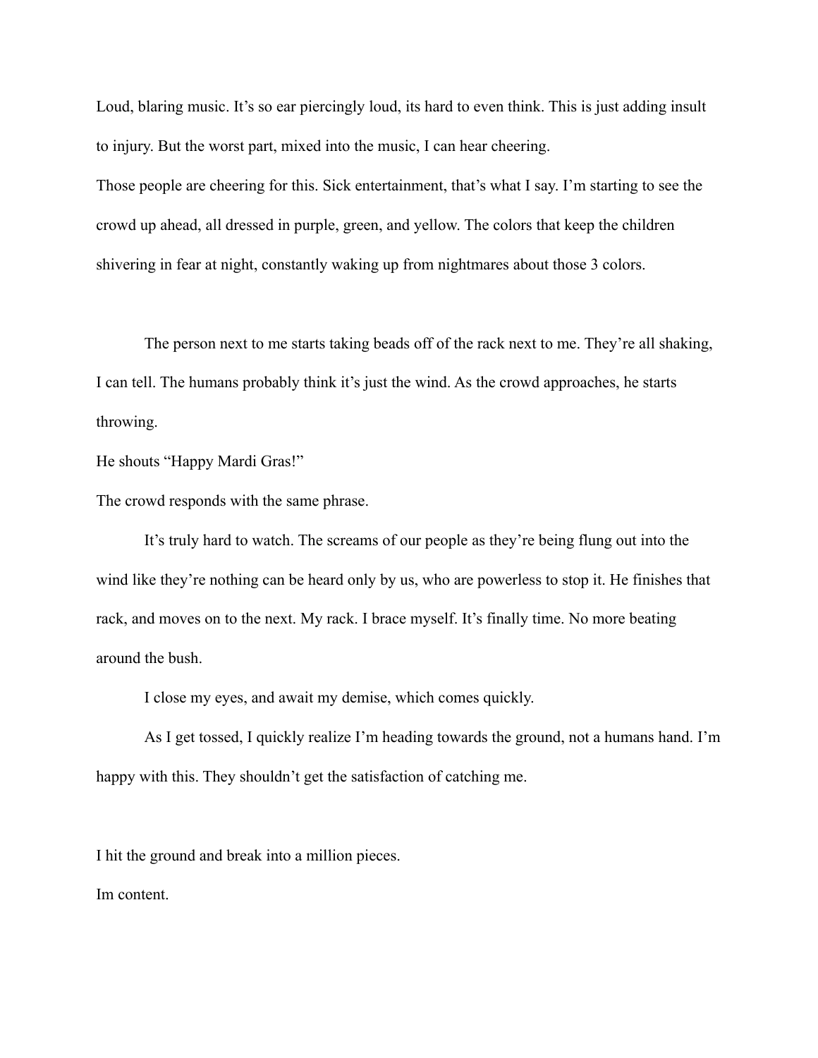Loud, blaring music. It's so ear piercingly loud, its hard to even think. This is just adding insult to injury. But the worst part, mixed into the music, I can hear cheering.

Those people are cheering for this. Sick entertainment, that's what I say. I'm starting to see the crowd up ahead, all dressed in purple, green, and yellow. The colors that keep the children shivering in fear at night, constantly waking up from nightmares about those 3 colors.

The person next to me starts taking beads off of the rack next to me. They're all shaking, I can tell. The humans probably think it's just the wind. As the crowd approaches, he starts throwing.

He shouts "Happy Mardi Gras!"

The crowd responds with the same phrase.

It's truly hard to watch. The screams of our people as they're being flung out into the wind like they're nothing can be heard only by us, who are powerless to stop it. He finishes that rack, and moves on to the next. My rack. I brace myself. It's finally time. No more beating around the bush.

I close my eyes, and await my demise, which comes quickly.

As I get tossed, I quickly realize I'm heading towards the ground, not a humans hand. I'm happy with this. They shouldn't get the satisfaction of catching me.

I hit the ground and break into a million pieces.

Im content.